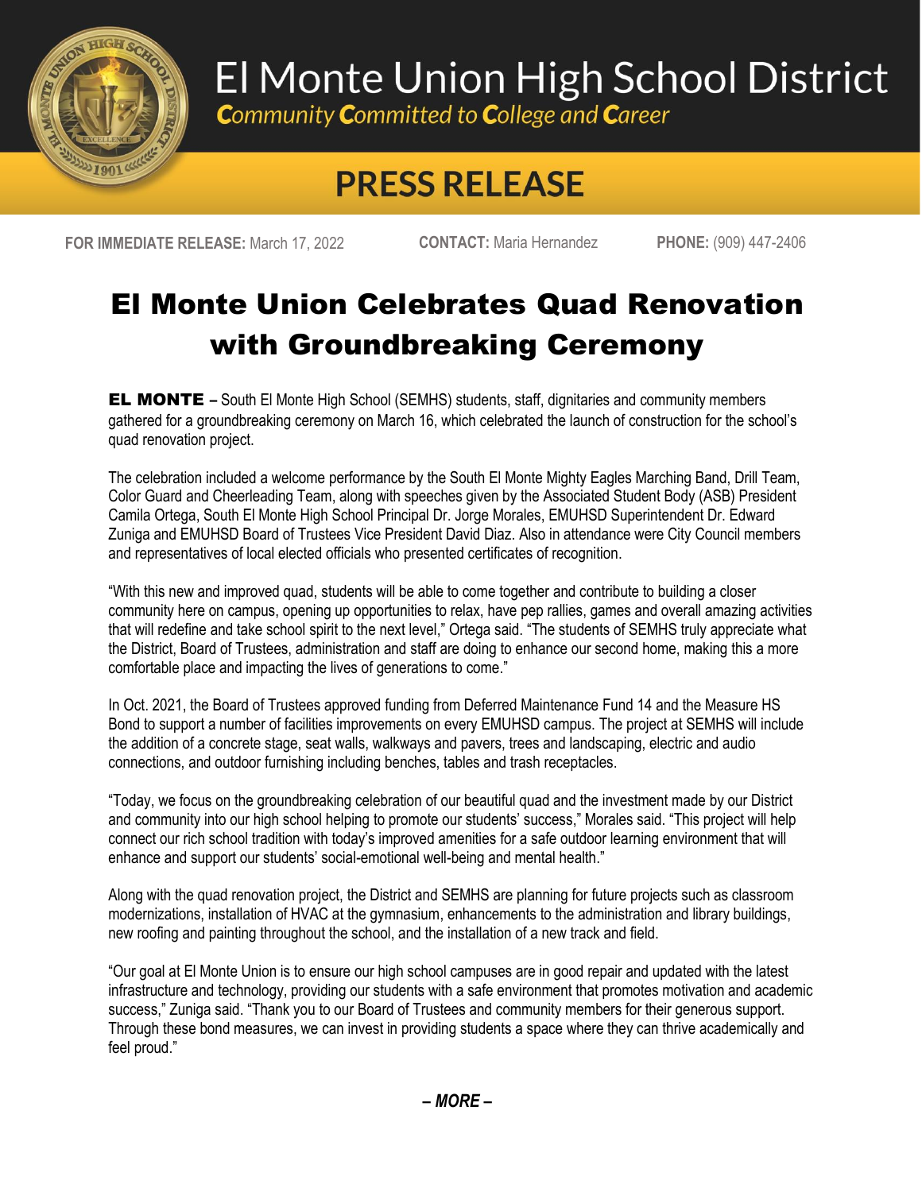# El Monte Union High School District

*Community Committed to College and Career*

## PRESS RELEASE

**FOR IMMEDIATE RELEASE:** March 17, 2022 **CONTACT:** Maria Hernandez **PHONE:** (909) 447-2406

# El Monte Union Celebrates Quad Renovation with Groundbreaking Ceremony

**EL MONTE –** South El Monte High School (SEMHS) students, staff, dignitaries and community members gathered for a groundbreaking ceremony on March 16, which celebrated the launch of construction for the school's quad renovation project.

The celebration included a welcome performance by the South El Monte Mighty Eagles Marching Band, Drill Team, Color Guard and Cheerleading Team, along with speeches given by the Associated Student Body (ASB) President Camila Ortega, South El Monte High School Principal Dr. Jorge Morales, EMUHSD Superintendent Dr. Edward Zuniga and EMUHSD Board of Trustees Vice President David Diaz. Also in attendance were City Council members and representatives of local elected officials who presented certificates of recognition.

"With this new and improved quad, students will be able to come together and contribute to building a closer community here on campus, opening up opportunities to relax, have pep rallies, games and overall amazing activities that will redefine and take school spirit to the next level," Ortega said. "The students of SEMHS truly appreciate what the District, Board of Trustees, administration and staff are doing to enhance our second home, making this a more comfortable place and impacting the lives of generations to come."

In Oct. 2021, the Board of Trustees approved funding from Deferred Maintenance Fund 14 and the Measure HS Bond to support a number of facilities improvements on every EMUHSD campus. The project at SEMHS will include the addition of a concrete stage, seat walls, walkways and pavers, trees and landscaping, electric and audio connections, and outdoor furnishing including benches, tables and trash receptacles.

"Today, we focus on the groundbreaking celebration of our beautiful quad and the investment made by our District and community into our high school helping to promote our students' success," Morales said. "This project will help connect our rich school tradition with today's improved amenities for a safe outdoor learning environment that will enhance and support our students' social-emotional well-being and mental health."

Along with the quad renovation project, the District and SEMHS are planning for future projects such as classroom modernizations, installation of HVAC at the gymnasium, enhancements to the administration and library buildings, new roofing and painting throughout the school, and the installation of a new track and field.

"Our goal at El Monte Union is to ensure our high school campuses are in good repair and updated with the latest infrastructure and technology, providing our students with a safe environment that promotes motivation and academic success," Zuniga said. "Thank you to our Board of Trustees and community members for their generous support. Through these bond measures, we can invest in providing students a space where they can thrive academically and feel proud."

***– MORE –***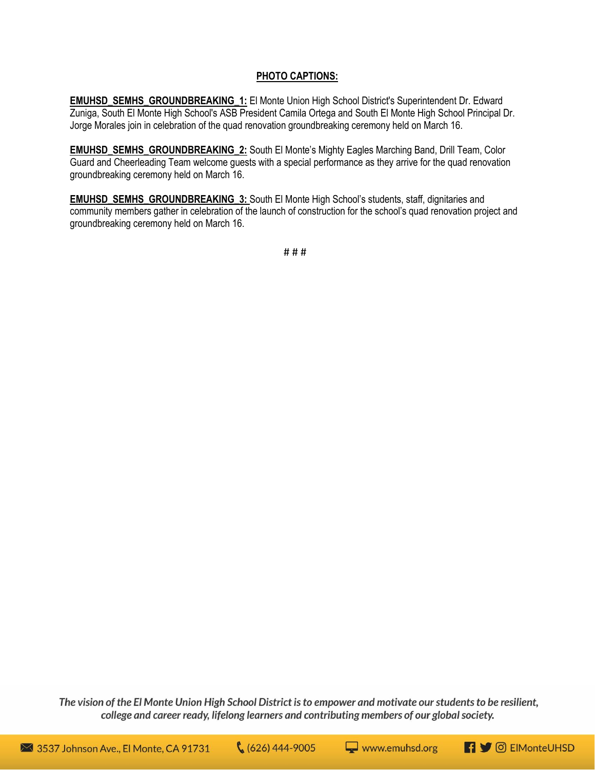**PHOTO CAPTIONS:**

**EMUHSD_SEMHS_GROUNDBREAKING_1:** El Monte Union High School District's Superintendent Dr. Edward Zuniga, South El Monte High School's ASB President Camila Ortega and South El Monte High School Principal Dr. Jorge Morales join in celebration of the quad renovation groundbreaking ceremony held on March 16.

**EMUHSD_SEMHS_GROUNDBREAKING_2:** South El Monte's Mighty Eagles Marching Band, Drill Team, Color Guard and Cheerleading Team welcome guests with a special performance as they arrive for the quad renovation groundbreaking ceremony held on March 16.

**EMUHSD_SEMHS_GROUNDBREAKING_3:** South El Monte High School's students, staff, dignitaries and community members gather in celebration of the launch of construction for the school's quad renovation project and groundbreaking ceremony held on March 16.

# # #